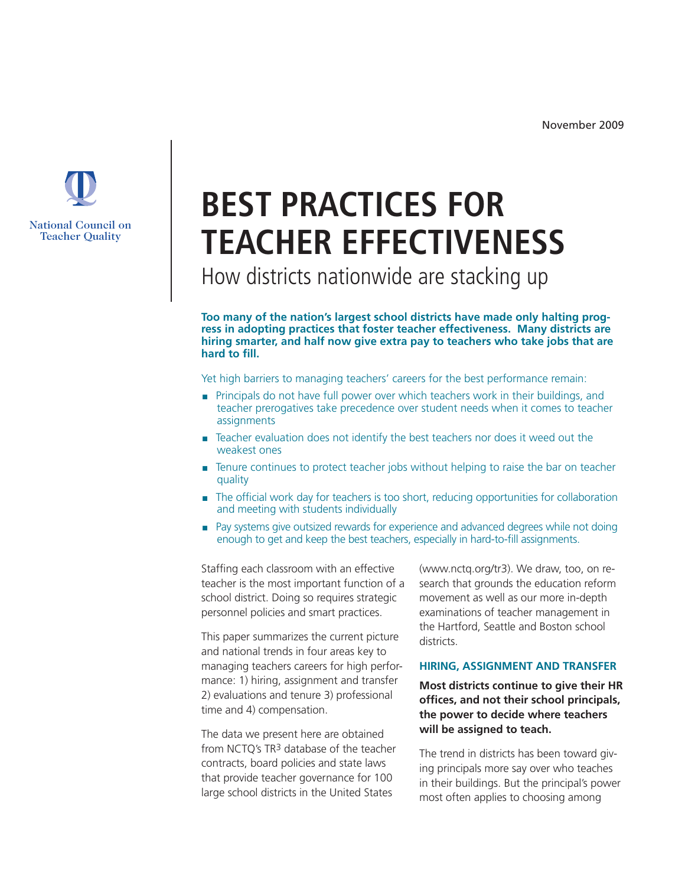November 2009

National Council on Teacher Quality

# BEST PRACTICES FOR TEACHER EFFECTIVENESS

## How districts nationwide are stacking up

**Too many of the nation's largest school districts have made only halting progress in adopting practices that foster teacher effectiveness. Many districts are hiring smarter, and half now give extra pay to teachers who take jobs that are hard to fill.**

Yet high barriers to managing teachers' careers for the best performance remain:

- Principals do not have full power over which teachers work in their buildings, and teacher prerogatives take precedence over student needs when it comes to teacher assignments
- Teacher evaluation does not identify the best teachers nor does it weed out the weakest ones
- Tenure continues to protect teacher jobs without helping to raise the bar on teacher quality
- The official work day for teachers is too short, reducing opportunities for collaboration and meeting with students individually
- Pay systems give outsized rewards for experience and advanced degrees while not doing enough to get and keep the best teachers, especially in hard-to-fill assignments.

Staffing each classroom with an effective teacher is the most important function of a school district. Doing so requires strategic personnel policies and smart practices.

This paper summarizes the current picture and national trends in four areas key to managing teachers careers for high performance: 1) hiring, assignment and transfer 2) evaluations and tenure 3) professional time and 4) compensation.

The data we present here are obtained from NCTQ's TR3 database of the teacher contracts, board policies and state laws that provide teacher governance for 100 large school districts in the United States (www.nctq.org/tr3). We draw, too, on research that grounds the education reform movement as well as our more in-depth examinations of teacher management in the Hartford, Seattle and Boston school districts.

### HIRING, ASSIGNMENT AND TRANSFER

**Most districts continue to give their HR offices, and not their school principals, the power to decide where teachers will be assigned to teach.**

The trend in districts has been toward giving principals more say over who teaches in their buildings. But the principal's power most often applies to choosing among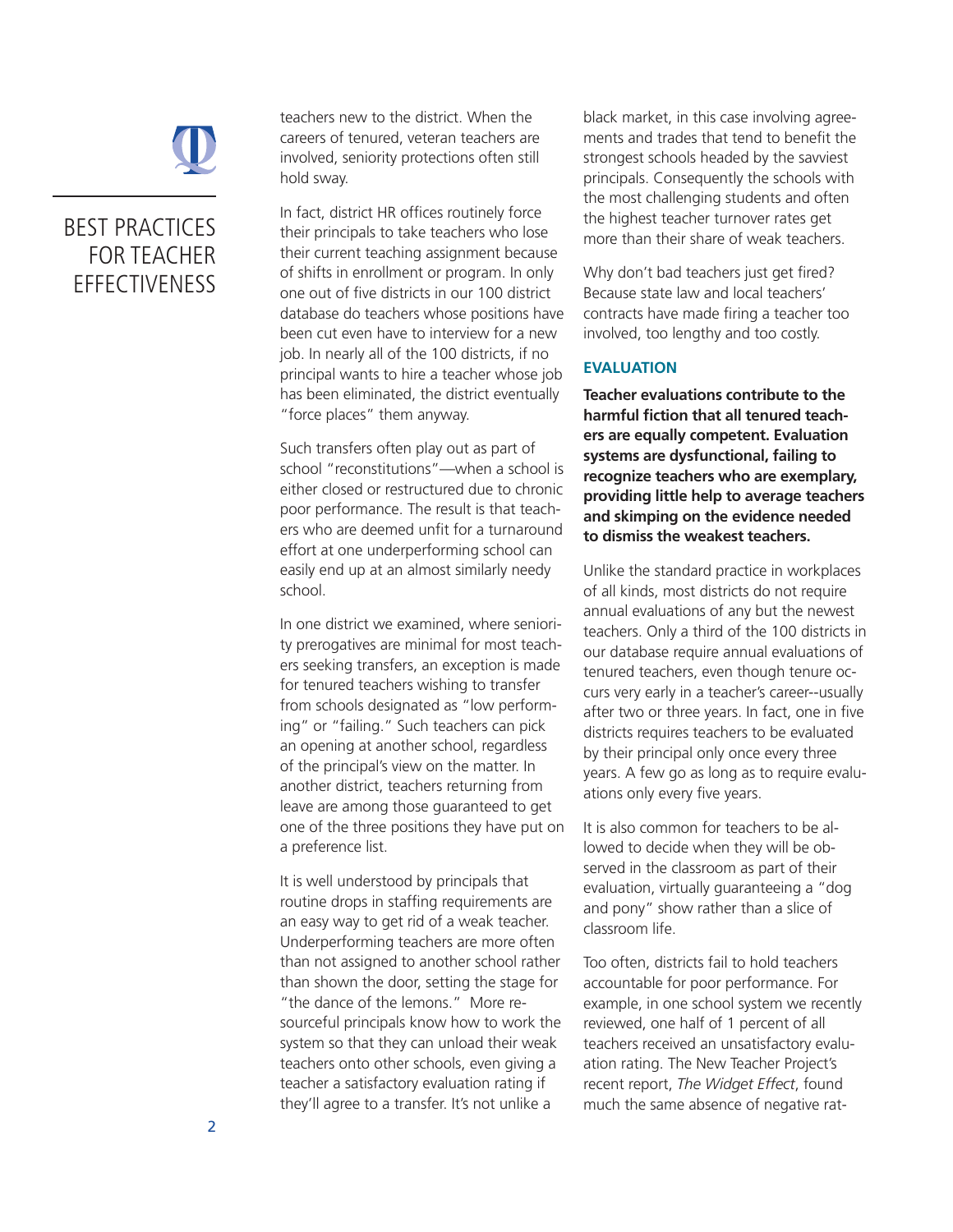teachers new to the district. When the careers of tenured, veteran teachers are involved, seniority protections often still hold sway.

In fact, district HR offices routinely force their principals to take teachers who lose their current teaching assignment because of shifts in enrollment or program. In only one out of five districts in our 100 district database do teachers whose positions have been cut even have to interview for a new job. In nearly all of the 100 districts, if no principal wants to hire a teacher whose job has been eliminated, the district eventually "force places" them anyway.

Such transfers often play out as part of school "reconstitutions"—when a school is either closed or restructured due to chronic poor performance. The result is that teachers who are deemed unfit for a turnaround effort at one underperforming school can easily end up at an almost similarly needy school.

In one district we examined, where seniority prerogatives are minimal for most teachers seeking transfers, an exception is made for tenured teachers wishing to transfer from schools designated as "low performing" or "failing." Such teachers can pick an opening at another school, regardless of the principal's view on the matter. In another district, teachers returning from leave are among those guaranteed to get one of the three positions they have put on a preference list.

It is well understood by principals that routine drops in staffing requirements are an easy way to get rid of a weak teacher. Underperforming teachers are more often than not assigned to another school rather than shown the door, setting the stage for "the dance of the lemons." More resourceful principals know how to work the system so that they can unload their weak teachers onto other schools, even giving a teacher a satisfactory evaluation rating if they'll agree to a transfer. It's not unlike a black market, in this case involving agreements and trades that tend to benefit the strongest schools headed by the savviest principals. Consequently the schools with the most challenging students and often the highest teacher turnover rates get more than their share of weak teachers.

Why don't bad teachers just get fired? Because state law and local teachers' contracts have made firing a teacher too involved, too lengthy and too costly.

### EVALUATION

**Teacher evaluations contribute to the harmful fiction that all tenured teachers are equally competent. Evaluation systems are dysfunctional, failing to recognize teachers who are exemplary, providing little help to average teachers and skimping on the evidence needed to dismiss the weakest teachers.**

Unlike the standard practice in workplaces of all kinds, most districts do not require annual evaluations of any but the newest teachers. Only a third of the 100 districts in our database require annual evaluations of tenured teachers, even though tenure occurs very early in a teacher's career--usually after two or three years. In fact, one in five districts requires teachers to be evaluated by their principal only once every three years. A few go as long as to require evaluations only every five years.

It is also common for teachers to be allowed to decide when they will be observed in the classroom as part of their evaluation, virtually guaranteeing a "dog and pony" show rather than a slice of classroom life.

Too often, districts fail to hold teachers accountable for poor performance. For example, in one school system we recently reviewed, one half of 1 percent of all teachers received an unsatisfactory evaluation rating. The New Teacher Project's recent report, *The Widget Effect*, found much the same absence of negative rat-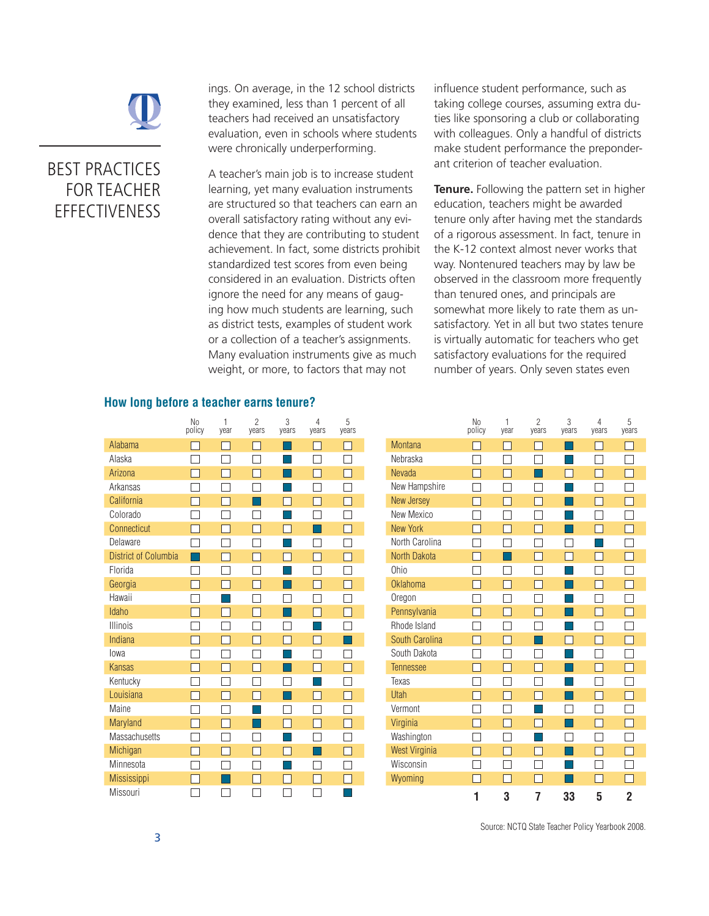# BEST PRACTICES FOR TEACHER EFFECTIVENESS

ings. On average, in the 12 school districts they examined, less than 1 percent of all teachers had received an unsatisfactory evaluation, even in schools where students were chronically underperforming.

A teacher's main job is to increase student learning, yet many evaluation instruments are structured so that teachers can earn an overall satisfactory rating without any evidence that they are contributing to student achievement. In fact, some districts prohibit standardized test scores from even being considered in an evaluation. Districts often ignore the need for any means of gauging how much students are learning, such as district tests, examples of student work or a collection of a teacher's assignments. Many evaluation instruments give as much weight, or more, to factors that may not influence student performance, such as taking college courses, assuming extra duties like sponsoring a club or collaborating with colleagues. Only a handful of districts make student performance the preponderant criterion of teacher evaluation.

**Tenure.** Following the pattern set in higher education, teachers might be awarded tenure only after having met the standards of a rigorous assessment. In fact, tenure in the K-12 context almost never works that way. Nontenured teachers may by law be observed in the classroom more frequently than tenured ones, and principals are somewhat more likely to rate them as unsatisfactory. Yet in all but two states tenure is virtually automatic for teachers who get satisfactory evaluations for the required number of years. Only seven states even

## How long before a teacher earns tenure?

| State | No policy | 1 year | 2 years | 3 years | 4 years | 5 years |
|---|---|---|---|---|---|---|
| Alabama | | | | ■ | | |
| Alaska | | | | ■ | | |
| Arizona | | | | ■ | | |
| Arkansas | | | | ■ | | |
| California | | | ■ | | | |
| Colorado | | | | ■ | | |
| Connecticut | | | | | ■ | |
| Delaware | | | | ■ | | |
| District of Columbia | ■ | | | | | |
| Florida | | | | ■ | | |
| Georgia | | | | ■ | | |
| Hawaii | | ■ | | | | |
| Idaho | | | | ■ | | |
| Illinois | | | | | ■ | |
| Indiana | | | | | | ■ |
| Iowa | | | | ■ | | |
| Kansas | | | | ■ | | |
| Kentucky | | | | | ■ | |
| Louisiana | | | | ■ | | |
| Maine | | | ■ | | | |
| Maryland | | | ■ | | | |
| Massachusetts | | | | ■ | | |
| Michigan | | | | | ■ | |
| Minnesota | | | | ■ | | |
| Mississippi | | ■ | | | | |
| Missouri | | | | | | ■ |
| Montana | | | | ■ | | |
| Nebraska | | | | ■ | | |
| Nevada | | | ■ | | | |
| New Hampshire | | | | ■ | | |
| New Jersey | | | | ■ | | |
| New Mexico | | | | ■ | | |
| New York | | | | ■ | | |
| North Carolina | | | | | ■ | |
| North Dakota | | ■ | | | | |
| Ohio | | | | ■ | | |
| Oklahoma | | | | ■ | | |
| Oregon | | | | ■ | | |
| Pennsylvania | | | | ■ | | |
| Rhode Island | | | | ■ | | |
| South Carolina | | | ■ | | | |
| South Dakota | | | | ■ | | |
| Tennessee | | | | ■ | | |
| Texas | | | | ■ | | |
| Utah | | | | ■ | | |
| Vermont | | | ■ | | | |
| Virginia | | | | ■ | | |
| Washington | | | ■ | | | |
| West Virginia | | | | ■ | | |
| Wisconsin | | | | ■ | | |
| Wyoming | | | | ■ | | |
| **Total** | **1** | **3** | **7** | **33** | **5** | **2** |

Source: NCTQ State Teacher Policy Yearbook 2008.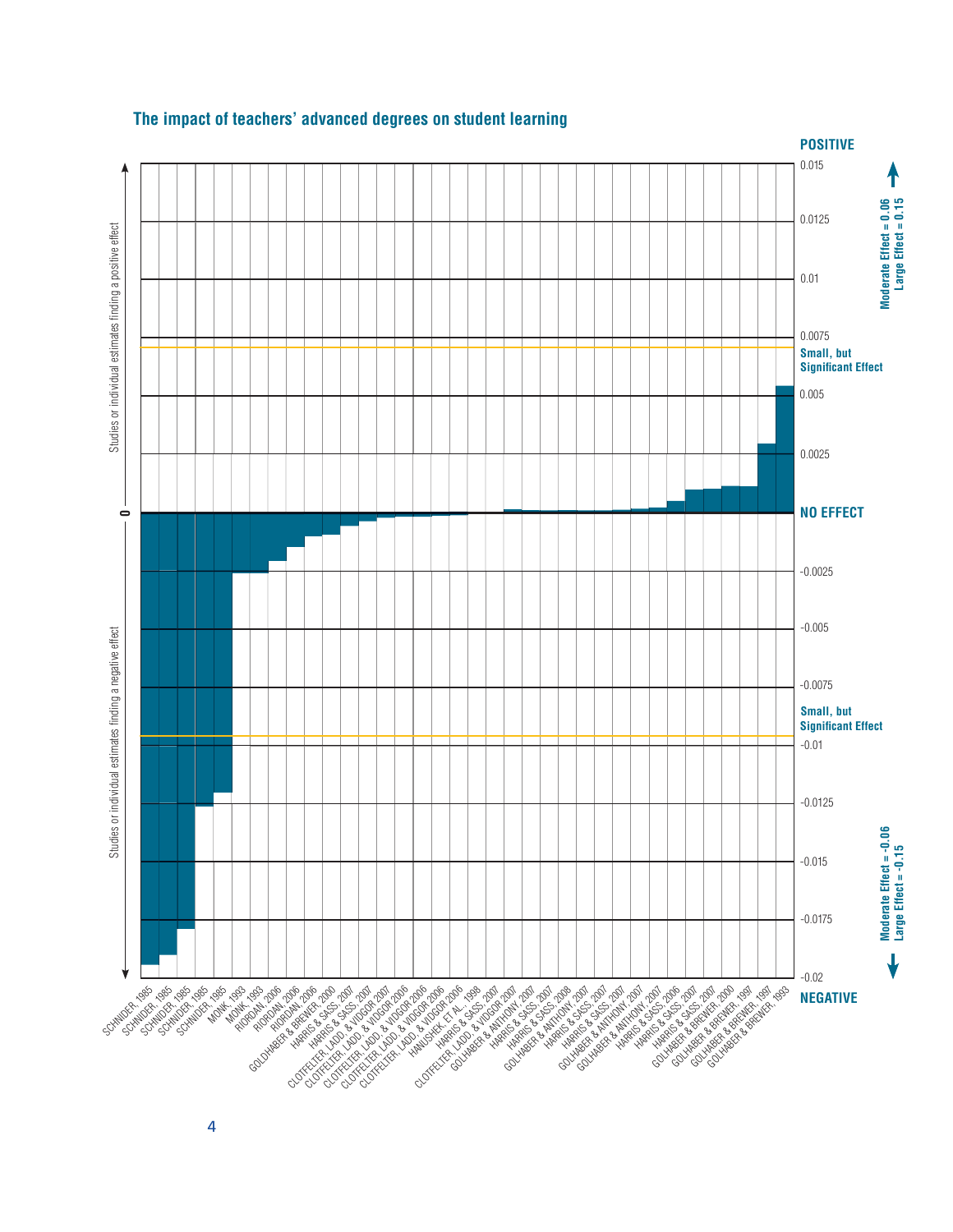## The impact of teachers' advanced degrees on student learning

**POSITIVE**

0.015

0.0125

0.01

0.0075

**Small, but Significant Effect**

0.005

0.0025

**NO EFFECT**

-0.0025

-0.005

-0.0075

**Small, but Significant Effect**

-0.01

-0.0125

-0.015

-0.0175

-0.02

**NEGATIVE**

**Moderate Effect = 0.06**
**Large Effect = 0.15**

**Moderate Effect = -0.06**
**Large Effect = -0.15**

Studies or individual estimates finding a positive effect

0

Studies or individual estimates finding a negative effect

SCHNIDER, 1985
SCHNIDER, 1985
SCHNIDER, 1985
SCHNIDER, 1985
SCHNIDER, 1985
MONK, 1993
MONK, 1993
RIORDAN, 2006
RIORDAN, 2006
RIORDAN, 2006
GOLDHABER & BREWER, 2000
HARRIS & SASS, 2007
HARRIS & SASS, 2007
CLOTFELTER, LADD, & VIDGOR 2007
CLOTFELTER, LADD, & VIDGOR 2006
CLOTFELTER, LADD, & VIDGOR 2006
CLOTFELTER, LADD, & VIDGOR 2006
CLOTFELTER, LADD, & VIDGOR 2006
HANUSHEK, ET AL., 1998
HARRIS & SASS, 2007
CLOTFELTER, LADD, & VIDGOR 2007
GOLHABER & ANTHONY, 2007
HARRIS & SASS, 2007
HARRIS & SASS, 2008
GOLHABER & ANTHONY, 2007
HARRIS & SASS, 2007
GOLHABER & ANTHONY, 2007
GOLHABER & ANTHONY, 2007
HARRIS & SASS, 2006
HARRIS & SASS, 2007
HARRIS & SASS, 2007
GOLHABER & BREWER, 2000
GOLHABER & BREWER, 1997
GOLHABER & BREWER, 1997
GOLHABER & BREWER, 1993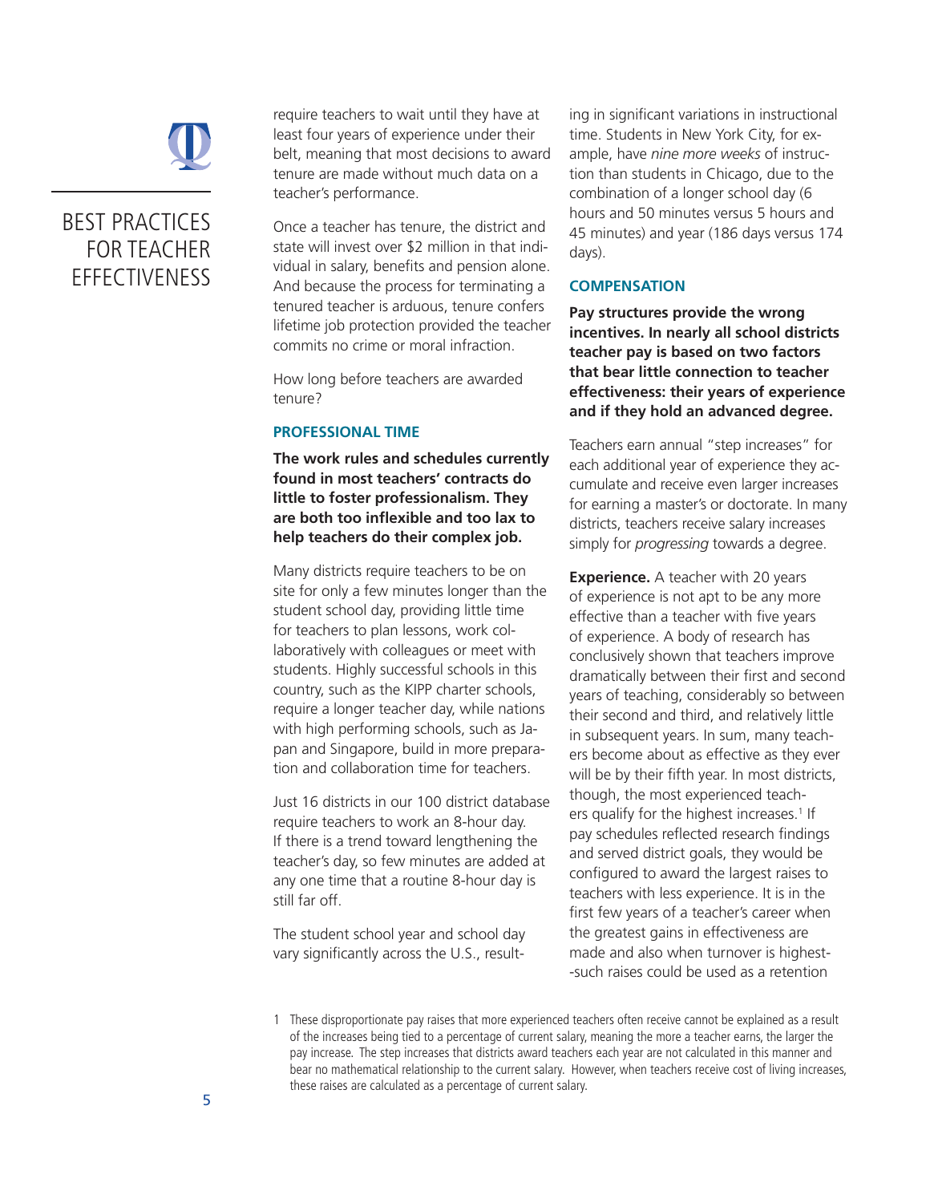require teachers to wait until they have at least four years of experience under their belt, meaning that most decisions to award tenure are made without much data on a teacher's performance.

Once a teacher has tenure, the district and state will invest over $2 million in that individual in salary, benefits and pension alone. And because the process for terminating a tenured teacher is arduous, tenure confers lifetime job protection provided the teacher commits no crime or moral infraction.

How long before teachers are awarded tenure?

### PROFESSIONAL TIME

**The work rules and schedules currently found in most teachers' contracts do little to foster professionalism. They are both too inflexible and too lax to help teachers do their complex job.**

Many districts require teachers to be on site for only a few minutes longer than the student school day, providing little time for teachers to plan lessons, work collaboratively with colleagues or meet with students. Highly successful schools in this country, such as the KIPP charter schools, require a longer teacher day, while nations with high performing schools, such as Japan and Singapore, build in more preparation and collaboration time for teachers.

Just 16 districts in our 100 district database require teachers to work an 8-hour day. If there is a trend toward lengthening the teacher's day, so few minutes are added at any one time that a routine 8-hour day is still far off.

The student school year and school day vary significantly across the U.S., resulting in significant variations in instructional time. Students in New York City, for example, have *nine more weeks* of instruction than students in Chicago, due to the combination of a longer school day (6 hours and 50 minutes versus 5 hours and 45 minutes) and year (186 days versus 174 days).

### COMPENSATION

**Pay structures provide the wrong incentives. In nearly all school districts teacher pay is based on two factors that bear little connection to teacher effectiveness: their years of experience and if they hold an advanced degree.**

Teachers earn annual "step increases" for each additional year of experience they accumulate and receive even larger increases for earning a master's or doctorate. In many districts, teachers receive salary increases simply for *progressing* towards a degree.

**Experience.** A teacher with 20 years of experience is not apt to be any more effective than a teacher with five years of experience. A body of research has conclusively shown that teachers improve dramatically between their first and second years of teaching, considerably so between their second and third, and relatively little in subsequent years. In sum, many teachers become about as effective as they ever will be by their fifth year. In most districts, though, the most experienced teachers qualify for the highest increases.[1] If pay schedules reflected research findings and served district goals, they would be configured to award the largest raises to teachers with less experience. It is in the first few years of a teacher's career when the greatest gains in effectiveness are made and also when turnover is highest--such raises could be used as a retention

1 These disproportionate pay raises that more experienced teachers often receive cannot be explained as a result of the increases being tied to a percentage of current salary, meaning the more a teacher earns, the larger the pay increase. The step increases that districts award teachers each year are not calculated in this manner and bear no mathematical relationship to the current salary. However, when teachers receive cost of living increases, these raises are calculated as a percentage of current salary.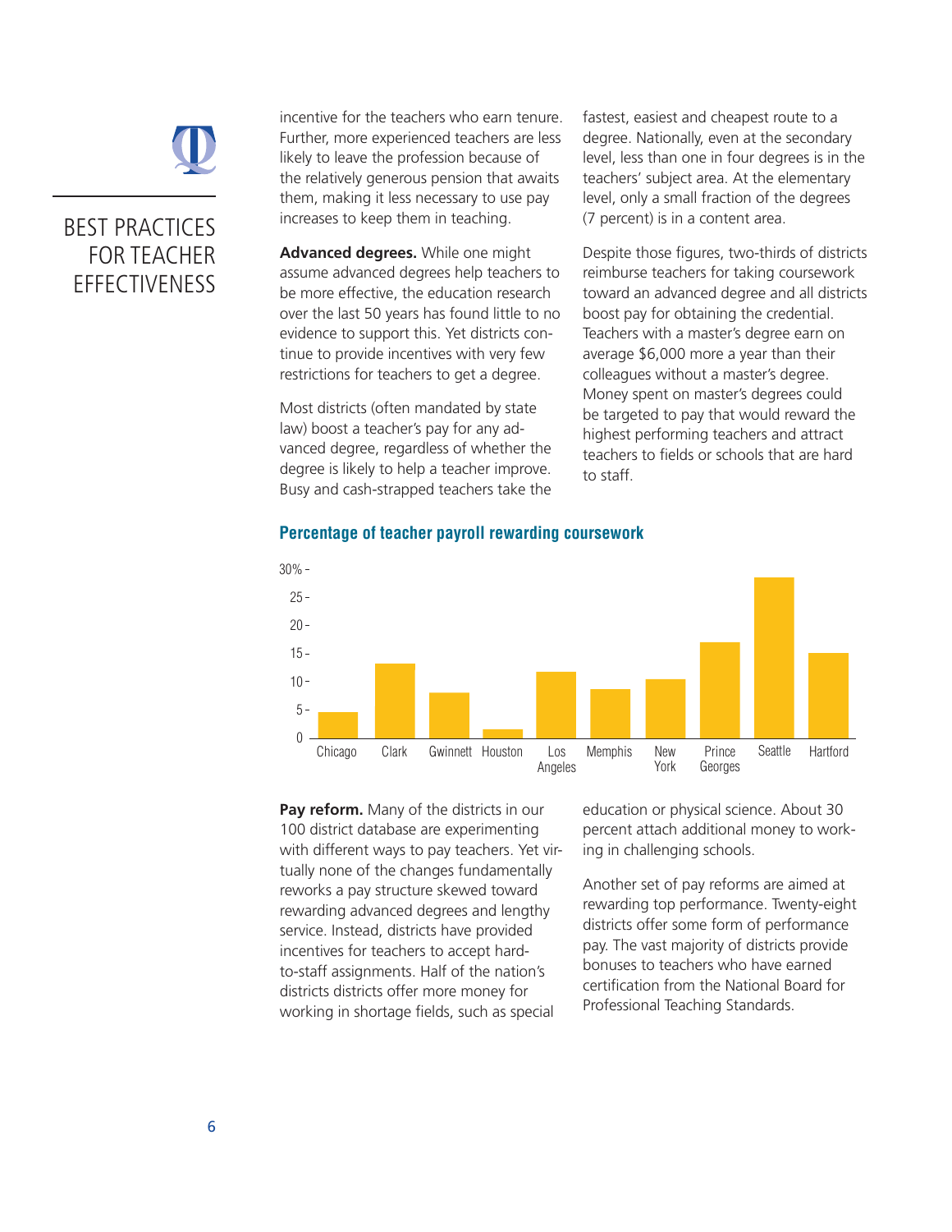incentive for the teachers who earn tenure. Further, more experienced teachers are less likely to leave the profession because of the relatively generous pension that awaits them, making it less necessary to use pay increases to keep them in teaching.

**Advanced degrees.** While one might assume advanced degrees help teachers to be more effective, the education research over the last 50 years has found little to no evidence to support this. Yet districts continue to provide incentives with very few restrictions for teachers to get a degree.

Most districts (often mandated by state law) boost a teacher's pay for any advanced degree, regardless of whether the degree is likely to help a teacher improve. Busy and cash-strapped teachers take the fastest, easiest and cheapest route to a degree. Nationally, even at the secondary level, less than one in four degrees is in the teachers' subject area. At the elementary level, only a small fraction of the degrees (7 percent) is in a content area.

Despite those figures, two-thirds of districts reimburse teachers for taking coursework toward an advanced degree and all districts boost pay for obtaining the credential. Teachers with a master's degree earn on average $6,000 more a year than their colleagues without a master's degree. Money spent on master's degrees could be targeted to pay that would reward the highest performing teachers and attract teachers to fields or schools that are hard to staff.

**Percentage of teacher payroll rewarding coursework**

30% -
25 -
20 -
15 -
10 -
5 -
0

Chicago
Clark
Gwinnett
Houston
Los Angeles
Memphis
New York
Prince Georges
Seattle
Hartford

**Pay reform.** Many of the districts in our 100 district database are experimenting with different ways to pay teachers. Yet virtually none of the changes fundamentally reworks a pay structure skewed toward rewarding advanced degrees and lengthy service. Instead, districts have provided incentives for teachers to accept hard-to-staff assignments. Half of the nation's districts districts offer more money for working in shortage fields, such as special education or physical science. About 30 percent attach additional money to working in challenging schools.

Another set of pay reforms are aimed at rewarding top performance. Twenty-eight districts offer some form of performance pay. The vast majority of districts provide bonuses to teachers who have earned certification from the National Board for Professional Teaching Standards.